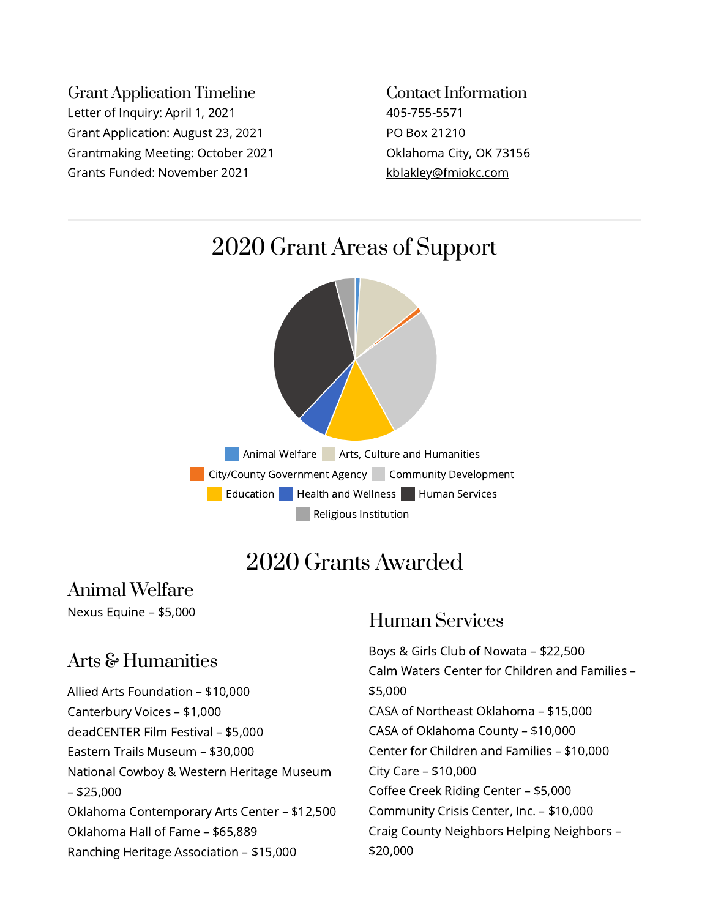## Grant Application Timeline

Letter of Inquiry: April 1, 2021
Grant Application: August 23, 2021
Grantmaking Meeting: October 2021
Grants Funded: November 2021

## Contact Information

405-755-5571
PO Box 21210
Oklahoma City, OK 73156
kblakley@fmiokc.com

---

# 2020 Grant Areas of Support

Animal Welfare | Arts, Culture and Humanities | City/County Government Agency | Community Development | Education | Health and Wellness | Human Services | Religious Institution

# 2020 Grants Awarded

## Animal Welfare

Nexus Equine – $5,000

## Arts & Humanities

Allied Arts Foundation – $10,000
Canterbury Voices – $1,000
deadCENTER Film Festival – $5,000
Eastern Trails Museum – $30,000
National Cowboy & Western Heritage Museum – $25,000
Oklahoma Contemporary Arts Center – $12,500
Oklahoma Hall of Fame – $65,889
Ranching Heritage Association – $15,000

## Human Services

Boys & Girls Club of Nowata – $22,500
Calm Waters Center for Children and Families – $5,000
CASA of Northeast Oklahoma – $15,000
CASA of Oklahoma County – $10,000
Center for Children and Families – $10,000
City Care – $10,000
Coffee Creek Riding Center – $5,000
Community Crisis Center, Inc. – $10,000
Craig County Neighbors Helping Neighbors – $20,000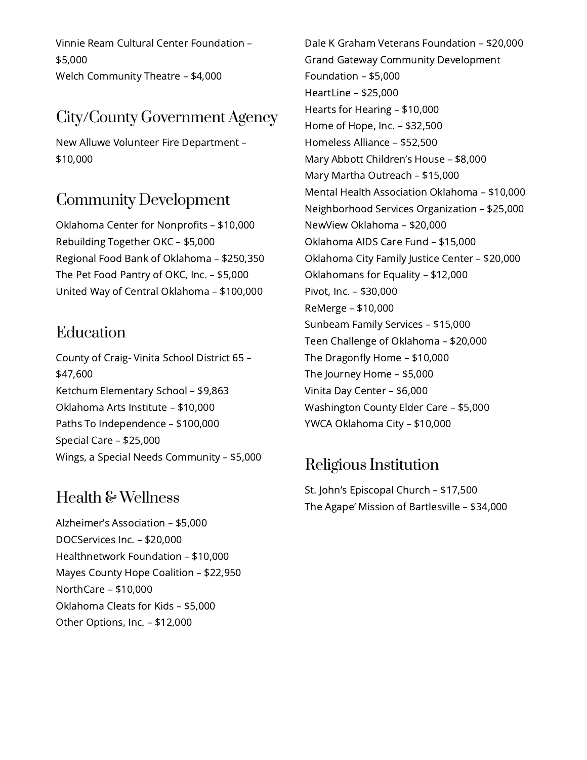Vinnie Ream Cultural Center Foundation – $5,000
Welch Community Theatre – $4,000

## City/County Government Agency

New Alluwe Volunteer Fire Department – $10,000

## Community Development

Oklahoma Center for Nonprofits – $10,000
Rebuilding Together OKC – $5,000
Regional Food Bank of Oklahoma – $250,350
The Pet Food Pantry of OKC, Inc. – $5,000
United Way of Central Oklahoma – $100,000

## Education

County of Craig- Vinita School District 65 – $47,600
Ketchum Elementary School – $9,863
Oklahoma Arts Institute – $10,000
Paths To Independence – $100,000
Special Care – $25,000
Wings, a Special Needs Community – $5,000

## Health & Wellness

Alzheimer's Association – $5,000
DOCServices Inc. – $20,000
Healthnetwork Foundation – $10,000
Mayes County Hope Coalition – $22,950
NorthCare – $10,000
Oklahoma Cleats for Kids – $5,000
Other Options, Inc. – $12,000
Dale K Graham Veterans Foundation – $20,000
Grand Gateway Community Development Foundation – $5,000
HeartLine – $25,000
Hearts for Hearing – $10,000
Home of Hope, Inc. – $32,500
Homeless Alliance – $52,500
Mary Abbott Children's House – $8,000
Mary Martha Outreach – $15,000
Mental Health Association Oklahoma – $10,000
Neighborhood Services Organization – $25,000
NewView Oklahoma – $20,000
Oklahoma AIDS Care Fund – $15,000
Oklahoma City Family Justice Center – $20,000
Oklahomans for Equality – $12,000
Pivot, Inc. – $30,000
ReMerge – $10,000
Sunbeam Family Services – $15,000
Teen Challenge of Oklahoma – $20,000
The Dragonfly Home – $10,000
The Journey Home – $5,000
Vinita Day Center – $6,000
Washington County Elder Care – $5,000
YWCA Oklahoma City – $10,000

## Religious Institution

St. John's Episcopal Church – $17,500
The Agape' Mission of Bartlesville – $34,000